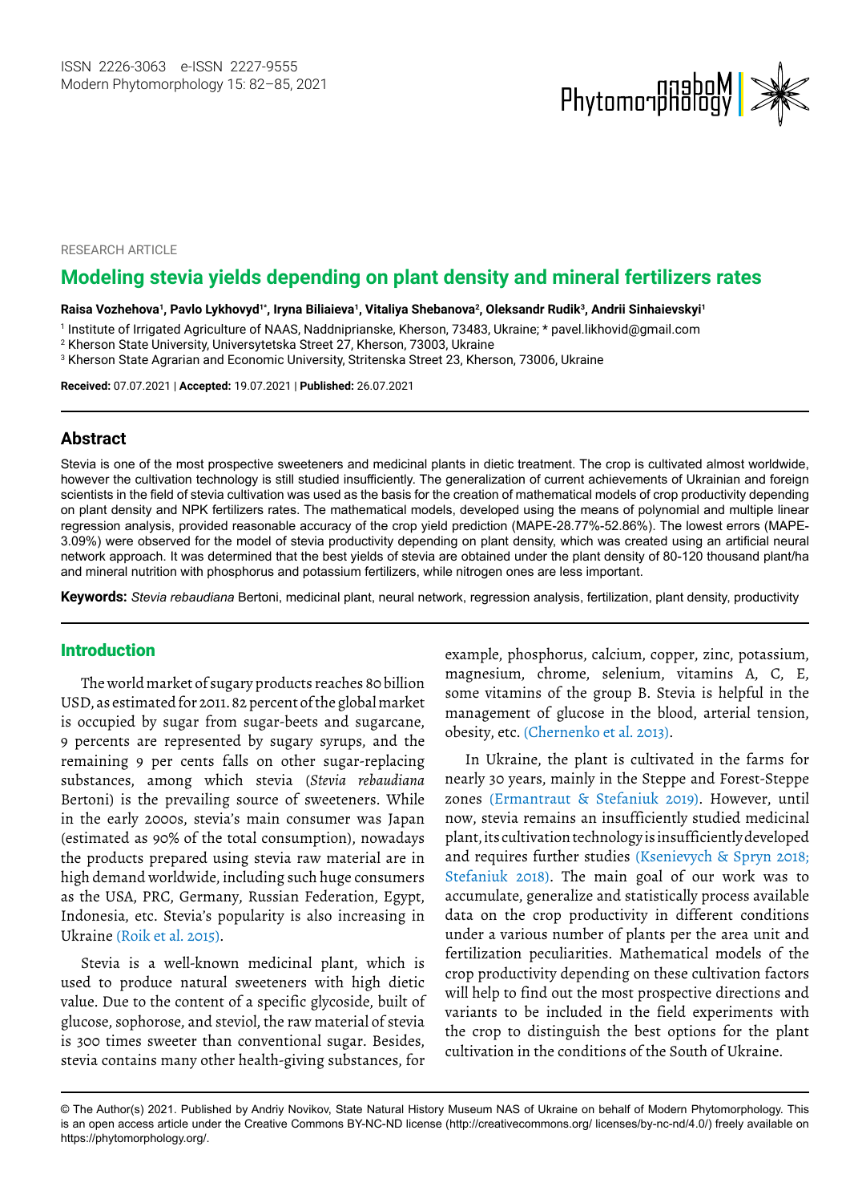RESEARCH ARTICLE

# Modeling stevia yields depending on plant density and mineral fertilizers rates

**Raisa Vozhehova[1], Pavlo Lykhovyd[1*], Iryna Biliaieva[1], Vitaliya Shebanova[2], Oleksandr Rudik[3], Andrii Sinhaievskyi[1]**

[1] Institute of Irrigated Agriculture of NAAS, Naddniprianske, Kherson, 73483, Ukraine; * pavel.likhovid@gmail.com

[2] Kherson State University, Universytetska Street 27, Kherson, 73003, Ukraine

[3] Kherson State Agrarian and Economic University, Stritenska Street 23, Kherson, 73006, Ukraine

**Received:** 07.07.2021 | **Accepted:** 19.07.2021 | **Published:** 26.07.2021

## Abstract

Stevia is one of the most prospective sweeteners and medicinal plants in dietic treatment. The crop is cultivated almost worldwide, however the cultivation technology is still studied insufficiently. The generalization of current achievements of Ukrainian and foreign scientists in the field of stevia cultivation was used as the basis for the creation of mathematical models of crop productivity depending on plant density and NPK fertilizers rates. The mathematical models, developed using the means of polynomial and multiple linear regression analysis, provided reasonable accuracy of the crop yield prediction (MAPE-28.77%-52.86%). The lowest errors (MAPE-3.09%) were observed for the model of stevia productivity depending on plant density, which was created using an artificial neural network approach. It was determined that the best yields of stevia are obtained under the plant density of 80-120 thousand plant/ha and mineral nutrition with phosphorus and potassium fertilizers, while nitrogen ones are less important.

**Keywords:** *Stevia rebaudiana* Bertoni, medicinal plant, neural network, regression analysis, fertilization, plant density, productivity

## Introduction

The world market of sugary products reaches 80 billion USD, as estimated for 2011. 82 percent of the global market is occupied by sugar from sugar-beets and sugarcane, 9 percents are represented by sugary syrups, and the remaining 9 per cents falls on other sugar-replacing substances, among which stevia (*Stevia rebaudiana* Bertoni) is the prevailing source of sweeteners. While in the early 2000s, stevia's main consumer was Japan (estimated as 90% of the total consumption), nowadays the products prepared using stevia raw material are in high demand worldwide, including such huge consumers as the USA, PRC, Germany, Russian Federation, Egypt, Indonesia, etc. Stevia's popularity is also increasing in Ukraine (Roik et al. 2015).

Stevia is a well-known medicinal plant, which is used to produce natural sweeteners with high dietic value. Due to the content of a specific glycoside, built of glucose, sophorose, and steviol, the raw material of stevia is 300 times sweeter than conventional sugar. Besides, stevia contains many other health-giving substances, for example, phosphorus, calcium, copper, zinc, potassium, magnesium, chrome, selenium, vitamins A, C, E, some vitamins of the group B. Stevia is helpful in the management of glucose in the blood, arterial tension, obesity, etc. (Chernenko et al. 2013).

In Ukraine, the plant is cultivated in the farms for nearly 30 years, mainly in the Steppe and Forest-Steppe zones (Ermantraut & Stefaniuk 2019). However, until now, stevia remains an insufficiently studied medicinal plant, its cultivation technology is insufficiently developed and requires further studies (Ksenievych & Spryn 2018; Stefaniuk 2018). The main goal of our work was to accumulate, generalize and statistically process available data on the crop productivity in different conditions under a various number of plants per the area unit and fertilization peculiarities. Mathematical models of the crop productivity depending on these cultivation factors will help to find out the most prospective directions and variants to be included in the field experiments with the crop to distinguish the best options for the plant cultivation in the conditions of the South of Ukraine.

© The Author(s) 2021. Published by Andriy Novikov, State Natural History Museum NAS of Ukraine on behalf of Modern Phytomorphology. This is an open access article under the Creative Commons BY-NC-ND license (http://creativecommons.org/ licenses/by-nc-nd/4.0/) freely available on https://phytomorphology.org/.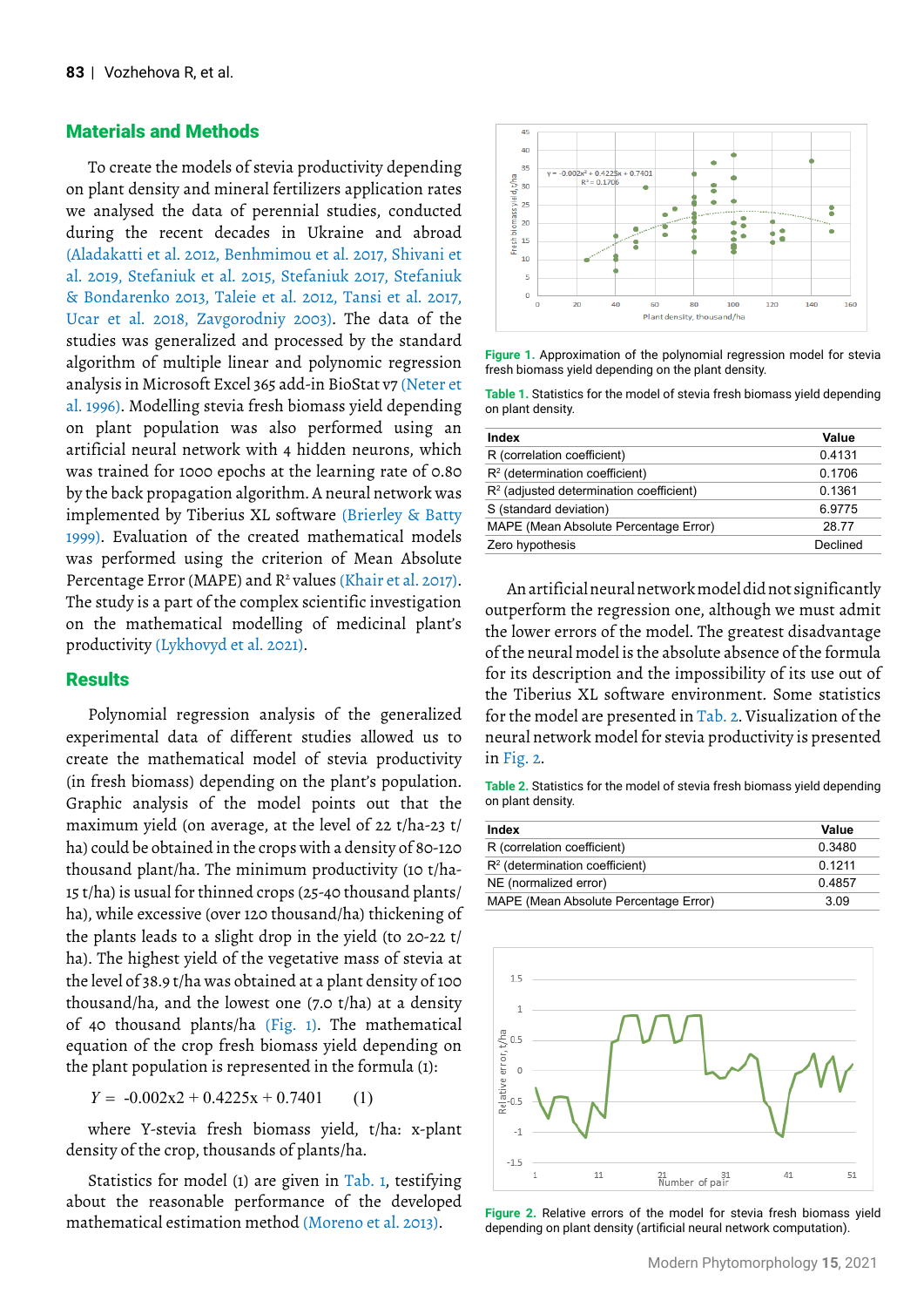## Materials and Methods

To create the models of stevia productivity depending on plant density and mineral fertilizers application rates we analysed the data of perennial studies, conducted during the recent decades in Ukraine and abroad (Aladakatti et al. 2012, Benhmimou et al. 2017, Shivani et al. 2019, Stefaniuk et al. 2015, Stefaniuk 2017, Stefaniuk & Bondarenko 2013, Taleie et al. 2012, Tansi et al. 2017, Ucar et al. 2018, Zavgorodniy 2003). The data of the studies was generalized and processed by the standard algorithm of multiple linear and polynomic regression analysis in Microsoft Excel 365 add-in BioStat v7 (Neter et al. 1996). Modelling stevia fresh biomass yield depending on plant population was also performed using an artificial neural network with 4 hidden neurons, which was trained for 1000 epochs at the learning rate of 0.80 by the back propagation algorithm. A neural network was implemented by Tiberius XL software (Brierley & Batty 1999). Evaluation of the created mathematical models was performed using the criterion of Mean Absolute Percentage Error (MAPE) and $R^2$ values (Khair et al. 2017). The study is a part of the complex scientific investigation on the mathematical modelling of medicinal plant's productivity (Lykhovyd et al. 2021).

## Results

Polynomial regression analysis of the generalized experimental data of different studies allowed us to create the mathematical model of stevia productivity (in fresh biomass) depending on the plant's population. Graphic analysis of the model points out that the maximum yield (on average, at the level of 22 t/ha-23 t/ha) could be obtained in the crops with a density of 80-120 thousand plant/ha. The minimum productivity (10 t/ha-15 t/ha) is usual for thinned crops (25-40 thousand plants/ha), while excessive (over 120 thousand/ha) thickening of the plants leads to a slight drop in the yield (to 20-22 t/ha). The highest yield of the vegetative mass of stevia at the level of 38.9 t/ha was obtained at a plant density of 100 thousand/ha, and the lowest one (7.0 t/ha) at a density of 40 thousand plants/ha (Fig. 1). The mathematical equation of the crop fresh biomass yield depending on the plant population is represented in the formula (1):

$$Y = -0.002x2 + 0.4225x + 0.7401 \qquad (1)$$

where Y-stevia fresh biomass yield, t/ha: x-plant density of the crop, thousands of plants/ha.

Statistics for model (1) are given in Tab. 1, testifying about the reasonable performance of the developed mathematical estimation method (Moreno et al. 2013).

Figure 1. Approximation of the polynomial regression model for stevia fresh biomass yield depending on the plant density.

Table 1. Statistics for the model of stevia fresh biomass yield depending on plant density.

| Index | Value |
|---|---|
| R (correlation coefficient) | 0.4131 |
| $R^2$ (determination coefficient) | 0.1706 |
| $R^2$ (adjusted determination coefficient) | 0.1361 |
| S (standard deviation) | 6.9775 |
| MAPE (Mean Absolute Percentage Error) | 28.77 |
| Zero hypothesis | Declined |

An artificial neural network model did not significantly outperform the regression one, although we must admit the lower errors of the model. The greatest disadvantage of the neural model is the absolute absence of the formula for its description and the impossibility of its use out of the Tiberius XL software environment. Some statistics for the model are presented in Tab. 2. Visualization of the neural network model for stevia productivity is presented in Fig. 2.

Table 2. Statistics for the model of stevia fresh biomass yield depending on plant density.

| Index | Value |
|---|---|
| R (correlation coefficient) | 0.3480 |
| $R^2$ (determination coefficient) | 0.1211 |
| NE (normalized error) | 0.4857 |
| MAPE (Mean Absolute Percentage Error) | 3.09 |

Figure 2. Relative errors of the model for stevia fresh biomass yield depending on plant density (artificial neural network computation).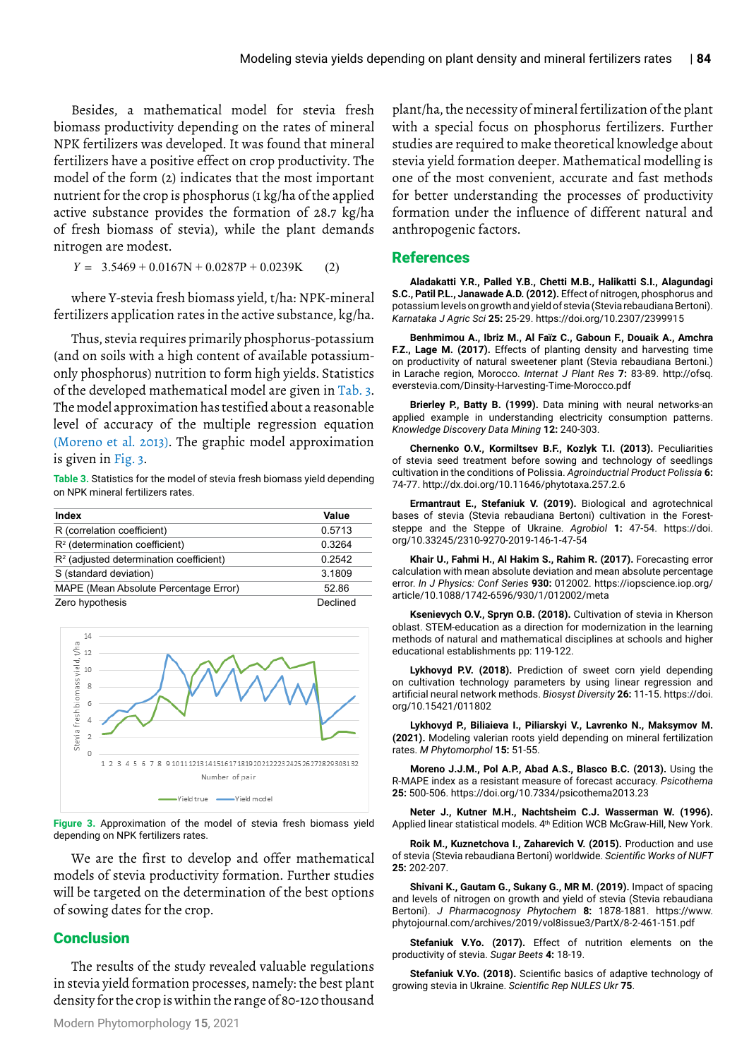Besides, a mathematical model for stevia fresh biomass productivity depending on the rates of mineral NPK fertilizers was developed. It was found that mineral fertilizers have a positive effect on crop productivity. The model of the form (2) indicates that the most important nutrient for the crop is phosphorus (1 kg/ha of the applied active substance provides the formation of 28.7 kg/ha of fresh biomass of stevia), while the plant demands nitrogen are modest.

$$Y = 3.5469 + 0.0167N + 0.0287P + 0.0239K \qquad (2)$$

where Y-stevia fresh biomass yield, t/ha: NPK-mineral fertilizers application rates in the active substance, kg/ha.

Thus, stevia requires primarily phosphorus-potassium (and on soils with a high content of available potassium-only phosphorus) nutrition to form high yields. Statistics of the developed mathematical model are given in Tab. 3. The model approximation has testified about a reasonable level of accuracy of the multiple regression equation (Moreno et al. 2013). The graphic model approximation is given in Fig. 3.

**Table 3.** Statistics for the model of stevia fresh biomass yield depending on NPK mineral fertilizers rates.

| Index | Value |
|---|---|
| R (correlation coefficient) | 0.5713 |
| $R^2$ (determination coefficient) | 0.3264 |
| $R^2$ (adjusted determination coefficient) | 0.2542 |
| S (standard deviation) | 3.1809 |
| MAPE (Mean Absolute Percentage Error) | 52.86 |
| Zero hypothesis | Declined |

**Figure 3.** Approximation of the model of stevia fresh biomass yield depending on NPK fertilizers rates.

We are the first to develop and offer mathematical models of stevia productivity formation. Further studies will be targeted on the determination of the best options of sowing dates for the crop.

## Conclusion

The results of the study revealed valuable regulations in stevia yield formation processes, namely: the best plant density for the crop is within the range of 80-120 thousand plant/ha, the necessity of mineral fertilization of the plant with a special focus on phosphorus fertilizers. Further studies are required to make theoretical knowledge about stevia yield formation deeper. Mathematical modelling is one of the most convenient, accurate and fast methods for better understanding the processes of productivity formation under the influence of different natural and anthropogenic factors.

## References

**Aladakatti Y.R., Palled Y.B., Chetti M.B., Halikatti S.I., Alagundagi S.C., Patil P.L., Janawade A.D. (2012).** Effect of nitrogen, phosphorus and potassium levels on growth and yield of stevia (Stevia rebaudiana Bertoni). *Karnataka J Agric Sci* **25:** 25-29. https://doi.org/10.2307/2399915

**Benhmimou A., Ibriz M., Al Faïz C., Gaboun F., Douaik A., Amchra F.Z., Lage M. (2017).** Effects of planting density and harvesting time on productivity of natural sweetener plant (Stevia rebaudiana Bertoni.) in Larache region, Morocco. *Internat J Plant Res* **7:** 83-89. http://ofsq.everstevia.com/Dinsity-Harvesting-Time-Morocco.pdf

**Brierley P., Batty B. (1999).** Data mining with neural networks-an applied example in understanding electricity consumption patterns. *Knowledge Discovery Data Mining* **12:** 240-303.

**Chernenko O.V., Kormiltsev B.F., Kozlyk T.I. (2013).** Peculiarities of stevia seed treatment before sowing and technology of seedlings cultivation in the conditions of Polissia. *Agroindutrial Product Polissia* **6:** 74-77. http://dx.doi.org/10.11646/phytotaxa.257.2.6

**Ermantraut E., Stefaniuk V. (2019).** Biological and agrotechnical bases of stevia (Stevia rebaudiana Bertoni) cultivation in the Forest-steppe and the Steppe of Ukraine. *Agrobiol* **1:** 47-54. https://doi.org/10.33245/2310-9270-2019-146-1-47-54

**Khair U., Fahmi H., Al Hakim S., Rahim R. (2017).** Forecasting error calculation with mean absolute deviation and mean absolute percentage error. *In J Physics: Conf Series* **930:** 012002. https://iopscience.iop.org/article/10.1088/1742-6596/930/1/012002/meta

**Ksenievych O.V., Spryn O.B. (2018).** Cultivation of stevia in Kherson oblast. STEM-education as a direction for modernization in the learning methods of natural and mathematical disciplines at schools and higher educational establishments pp: 119-122.

**Lykhovyd P.V. (2018).** Prediction of sweet corn yield depending on cultivation technology parameters by using linear regression and artificial neural network methods. *Biosyst Diversity* **26:** 11-15. https://doi.org/10.15421/011802

**Lykhovyd P., Biliaieva I., Piliarskyi V., Lavrenko N., Maksymov M. (2021).** Modeling valerian roots yield depending on mineral fertilization rates. *M Phytomorphol* **15:** 51-55.

**Moreno J.J.M., Pol A.P., Abad A.S., Blasco B.C. (2013).** Using the R-MAPE index as a resistant measure of forecast accuracy. *Psicothema* **25:** 500-506. https://doi.org/10.7334/psicothema2013.23

**Neter J., Kutner M.H., Nachtsheim C.J. Wasserman W. (1996).** Applied linear statistical models. 4th Edition WCB McGraw-Hill, New York.

**Roik M., Kuznetchova I., Zaharevich V. (2015).** Production and use of stevia (Stevia rebaudiana Bertoni) worldwide. *Scientific Works of NUFT* **25:** 202-207.

**Shivani K., Gautam G., Sukany G., MR M. (2019).** Impact of spacing and levels of nitrogen on growth and yield of stevia (Stevia rebaudiana Bertoni). *J Pharmacognosy Phytochem* **8:** 1878-1881. https://www.phytojournal.com/archives/2019/vol8issue3/PartX/8-2-461-151.pdf

**Stefaniuk V.Yo. (2017).** Effect of nutrition elements on the productivity of stevia. *Sugar Beets* **4:** 18-19.

**Stefaniuk V.Yo. (2018).** Scientific basics of adaptive technology of growing stevia in Ukraine. *Scientific Rep NULES Ukr* **75**.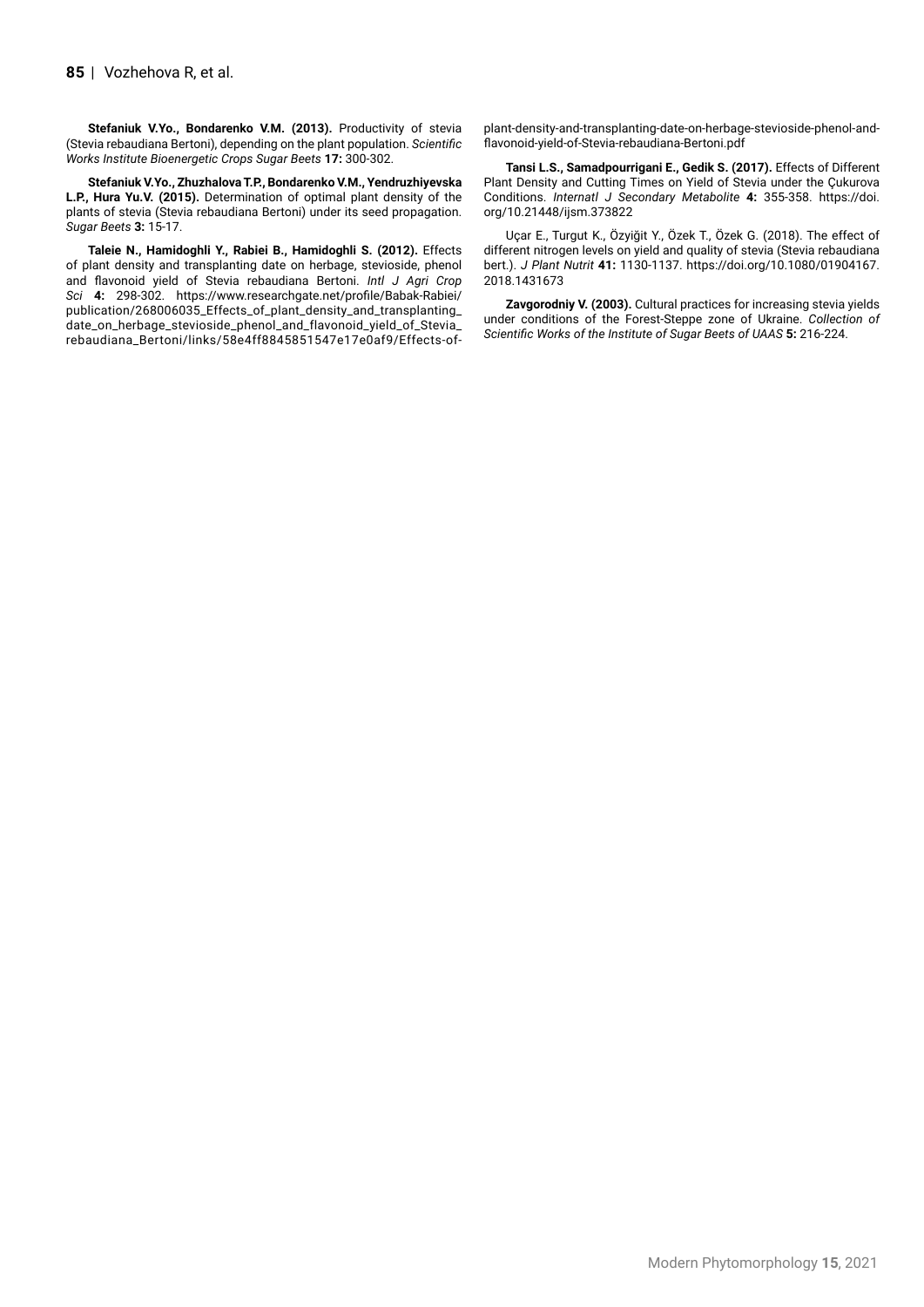**Stefaniuk V.Yo., Bondarenko V.M. (2013).** Productivity of stevia (Stevia rebaudiana Bertoni), depending on the plant population. *Scientific Works Institute Bioenergetic Crops Sugar Beets* **17:** 300-302.

**Stefaniuk V.Yo., Zhuzhalova T.P., Bondarenko V.M., Yendruzhiyevska L.P., Hura Yu.V. (2015).** Determination of optimal plant density of the plants of stevia (Stevia rebaudiana Bertoni) under its seed propagation. *Sugar Beets* **3:** 15-17.

**Taleie N., Hamidoghli Y., Rabiei B., Hamidoghli S. (2012).** Effects of plant density and transplanting date on herbage, stevioside, phenol and flavonoid yield of Stevia rebaudiana Bertoni. *Intl J Agri Crop Sci* **4:** 298-302. https://www.researchgate.net/profile/Babak-Rabiei/publication/268006035_Effects_of_plant_density_and_transplanting_date_on_herbage_stevioside_phenol_and_flavonoid_yield_of_Stevia_rebaudiana_Bertoni/links/58e4ff8845851547e17e0af9/Effects-of-plant-density-and-transplanting-date-on-herbage-stevioside-phenol-and-flavonoid-yield-of-Stevia-rebaudiana-Bertoni.pdf

**Tansi L.S., Samadpourrigani E., Gedik S. (2017).** Effects of Different Plant Density and Cutting Times on Yield of Stevia under the Çukurova Conditions. *Internatl J Secondary Metabolite* **4:** 355-358. https://doi.org/10.21448/ijsm.373822

Uçar E., Turgut K., Özyiğit Y., Özek T., Özek G. (2018). The effect of different nitrogen levels on yield and quality of stevia (Stevia rebaudiana bert.). *J Plant Nutrit* **41:** 1130-1137. https://doi.org/10.1080/01904167.2018.1431673

**Zavgorodniy V. (2003).** Cultural practices for increasing stevia yields under conditions of the Forest-Steppe zone of Ukraine. *Collection of Scientific Works of the Institute of Sugar Beets of UAAS* **5:** 216-224.